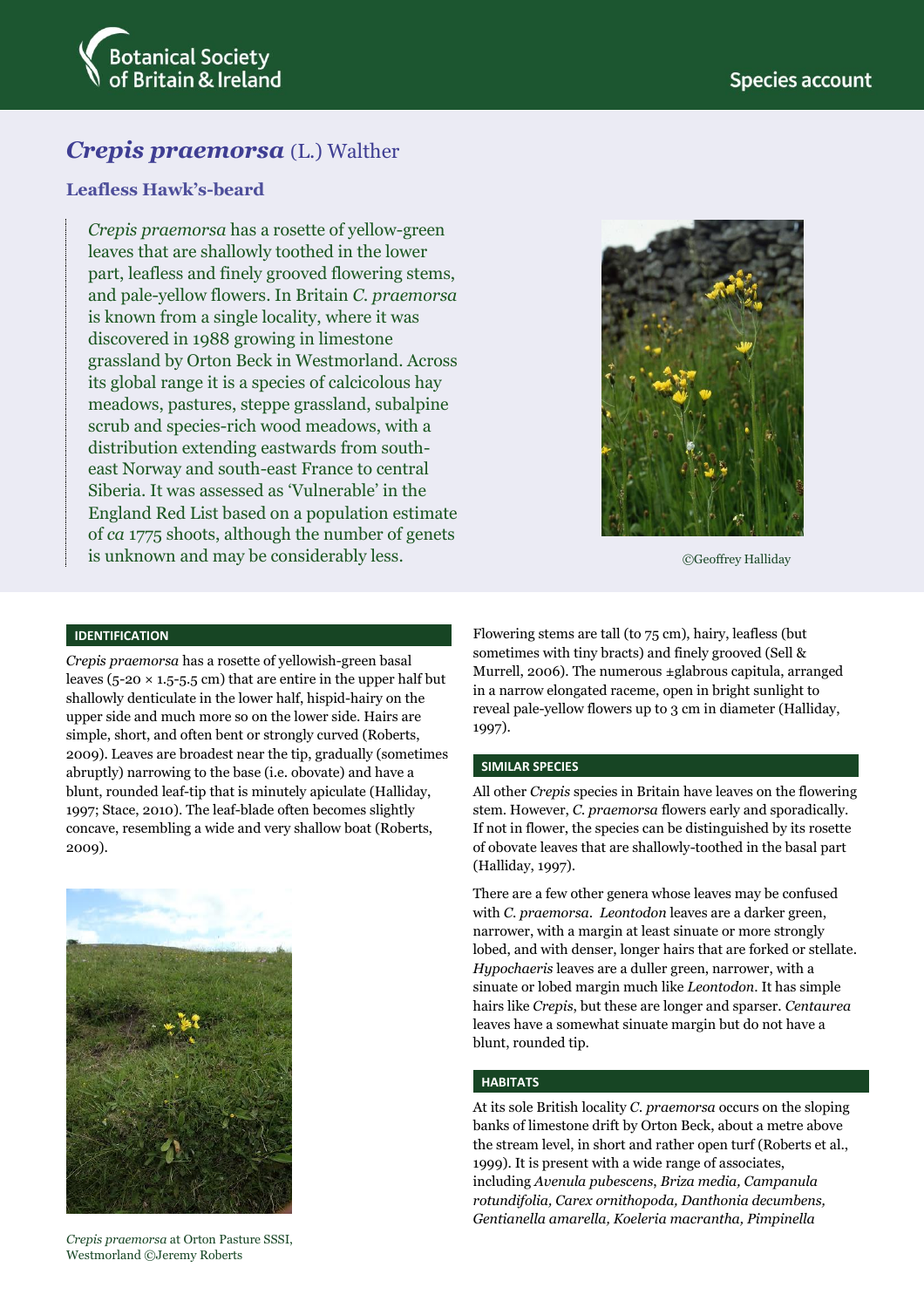Botanical Society of Britain & Ireland

Species account

# *Crepis praemorsa* (L.) Walther

## Leafless Hawk's-beard

*Crepis praemorsa* has a rosette of yellow-green leaves that are shallowly toothed in the lower part, leafless and finely grooved flowering stems, and pale-yellow flowers. In Britain *C. praemorsa* is known from a single locality, where it was discovered in 1988 growing in limestone grassland by Orton Beck in Westmorland. Across its global range it is a species of calcicolous hay meadows, pastures, steppe grassland, subalpine scrub and species-rich wood meadows, with a distribution extending eastwards from south-east Norway and south-east France to central Siberia. It was assessed as 'Vulnerable' in the England Red List based on a population estimate of *ca* 1775 shoots, although the number of genets is unknown and may be considerably less.

©Geoffrey Halliday

### IDENTIFICATION

*Crepis praemorsa* has a rosette of yellowish-green basal leaves (5-20 × 1.5-5.5 cm) that are entire in the upper half but shallowly denticulate in the lower half, hispid-hairy on the upper side and much more so on the lower side. Hairs are simple, short, and often bent or strongly curved (Roberts, 2009). Leaves are broadest near the tip, gradually (sometimes abruptly) narrowing to the base (i.e. obovate) and have a blunt, rounded leaf-tip that is minutely apiculate (Halliday, 1997; Stace, 2010). The leaf-blade often becomes slightly concave, resembling a wide and very shallow boat (Roberts, 2009).

*Crepis praemorsa* at Orton Pasture SSSI, Westmorland ©Jeremy Roberts

Flowering stems are tall (to 75 cm), hairy, leafless (but sometimes with tiny bracts) and finely grooved (Sell & Murrell, 2006). The numerous ±glabrous capitula, arranged in a narrow elongated raceme, open in bright sunlight to reveal pale-yellow flowers up to 3 cm in diameter (Halliday, 1997).

### SIMILAR SPECIES

All other *Crepis* species in Britain have leaves on the flowering stem. However, *C. praemorsa* flowers early and sporadically. If not in flower, the species can be distinguished by its rosette of obovate leaves that are shallowly-toothed in the basal part (Halliday, 1997).

There are a few other genera whose leaves may be confused with *C. praemorsa*. *Leontodon* leaves are a darker green, narrower, with a margin at least sinuate or more strongly lobed, and with denser, longer hairs that are forked or stellate. *Hypochaeris* leaves are a duller green, narrower, with a sinuate or lobed margin much like *Leontodon*. It has simple hairs like *Crepis*, but these are longer and sparser. *Centaurea* leaves have a somewhat sinuate margin but do not have a blunt, rounded tip.

### HABITATS

At its sole British locality *C. praemorsa* occurs on the sloping banks of limestone drift by Orton Beck, about a metre above the stream level, in short and rather open turf (Roberts et al., 1999). It is present with a wide range of associates, including *Avenula pubescens, Briza media, Campanula rotundifolia, Carex ornithopoda, Danthonia decumbens, Gentianella amarella, Koeleria macrantha, Pimpinella*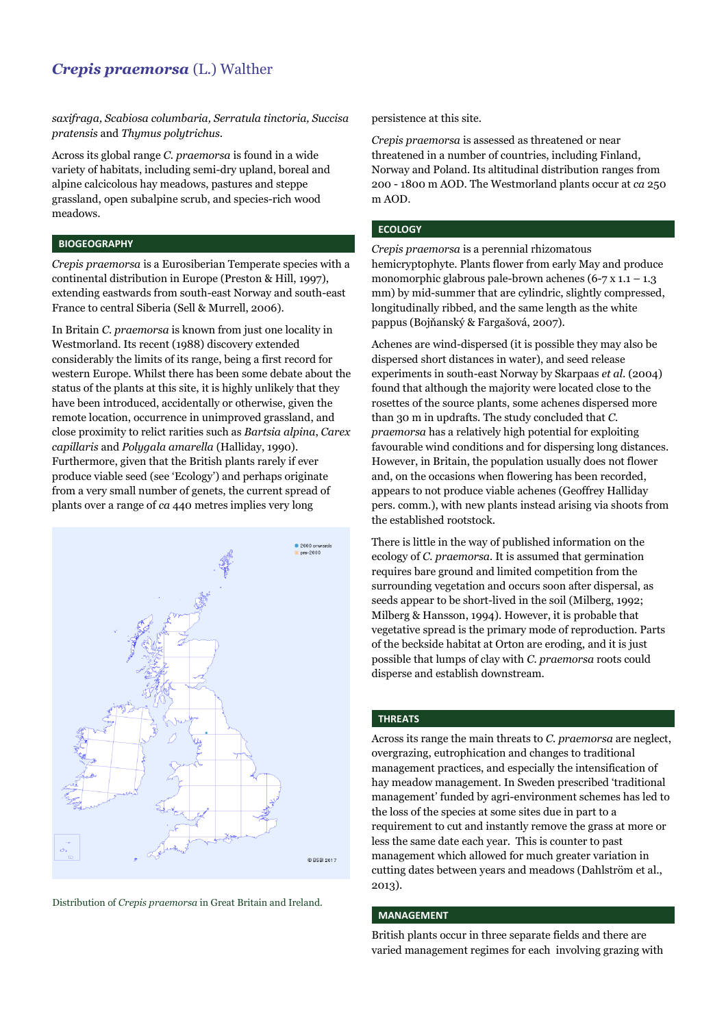*saxifraga, Scabiosa columbaria, Serratula tinctoria, Succisa pratensis* and *Thymus polytrichus.*

Across its global range *C. praemorsa* is found in a wide variety of habitats, including semi-dry upland, boreal and alpine calcicolous hay meadows, pastures and steppe grassland, open subalpine scrub, and species-rich wood meadows.

## BIOGEOGRAPHY

*Crepis praemorsa* is a Eurosiberian Temperate species with a continental distribution in Europe (Preston & Hill, 1997), extending eastwards from south-east Norway and south-east France to central Siberia (Sell & Murrell, 2006).

In Britain *C. praemorsa* is known from just one locality in Westmorland. Its recent (1988) discovery extended considerably the limits of its range, being a first record for western Europe. Whilst there has been some debate about the status of the plants at this site, it is highly unlikely that they have been introduced, accidentally or otherwise, given the remote location, occurrence in unimproved grassland, and close proximity to relict rarities such as *Bartsia alpina*, *Carex capillaris* and *Polygala amarella* (Halliday, 1990). Furthermore, given that the British plants rarely if ever produce viable seed (see 'Ecology') and perhaps originate from a very small number of genets, the current spread of plants over a range of *ca* 440 metres implies very long persistence at this site.

Distribution of *Crepis praemorsa* in Great Britain and Ireland.

*Crepis praemorsa* is assessed as threatened or near threatened in a number of countries, including Finland, Norway and Poland. Its altitudinal distribution ranges from 200 - 1800 m AOD. The Westmorland plants occur at *ca* 250 m AOD.

## ECOLOGY

*Crepis praemorsa* is a perennial rhizomatous hemicryptophyte. Plants flower from early May and produce monomorphic glabrous pale-brown achenes (6-7 x 1.1 – 1.3 mm) by mid-summer that are cylindric, slightly compressed, longitudinally ribbed, and the same length as the white pappus (Bojňanský & Fargašová, 2007).

Achenes are wind-dispersed (it is possible they may also be dispersed short distances in water), and seed release experiments in south-east Norway by Skarpaas *et al*. (2004) found that although the majority were located close to the rosettes of the source plants, some achenes dispersed more than 30 m in updrafts. The study concluded that *C. praemorsa* has a relatively high potential for exploiting favourable wind conditions and for dispersing long distances. However, in Britain, the population usually does not flower and, on the occasions when flowering has been recorded, appears to not produce viable achenes (Geoffrey Halliday pers. comm.), with new plants instead arising via shoots from the established rootstock.

There is little in the way of published information on the ecology of *C. praemorsa*. It is assumed that germination requires bare ground and limited competition from the surrounding vegetation and occurs soon after dispersal, as seeds appear to be short-lived in the soil (Milberg, 1992; Milberg & Hansson, 1994). However, it is probable that vegetative spread is the primary mode of reproduction. Parts of the beckside habitat at Orton are eroding, and it is just possible that lumps of clay with *C. praemorsa* roots could disperse and establish downstream.

## THREATS

Across its range the main threats to *C. praemorsa* are neglect, overgrazing, eutrophication and changes to traditional management practices, and especially the intensification of hay meadow management. In Sweden prescribed 'traditional management' funded by agri-environment schemes has led to the loss of the species at some sites due in part to a requirement to cut and instantly remove the grass at more or less the same date each year. This is counter to past management which allowed for much greater variation in cutting dates between years and meadows (Dahlström et al., 2013).

## MANAGEMENT

British plants occur in three separate fields and there are varied management regimes for each involving grazing with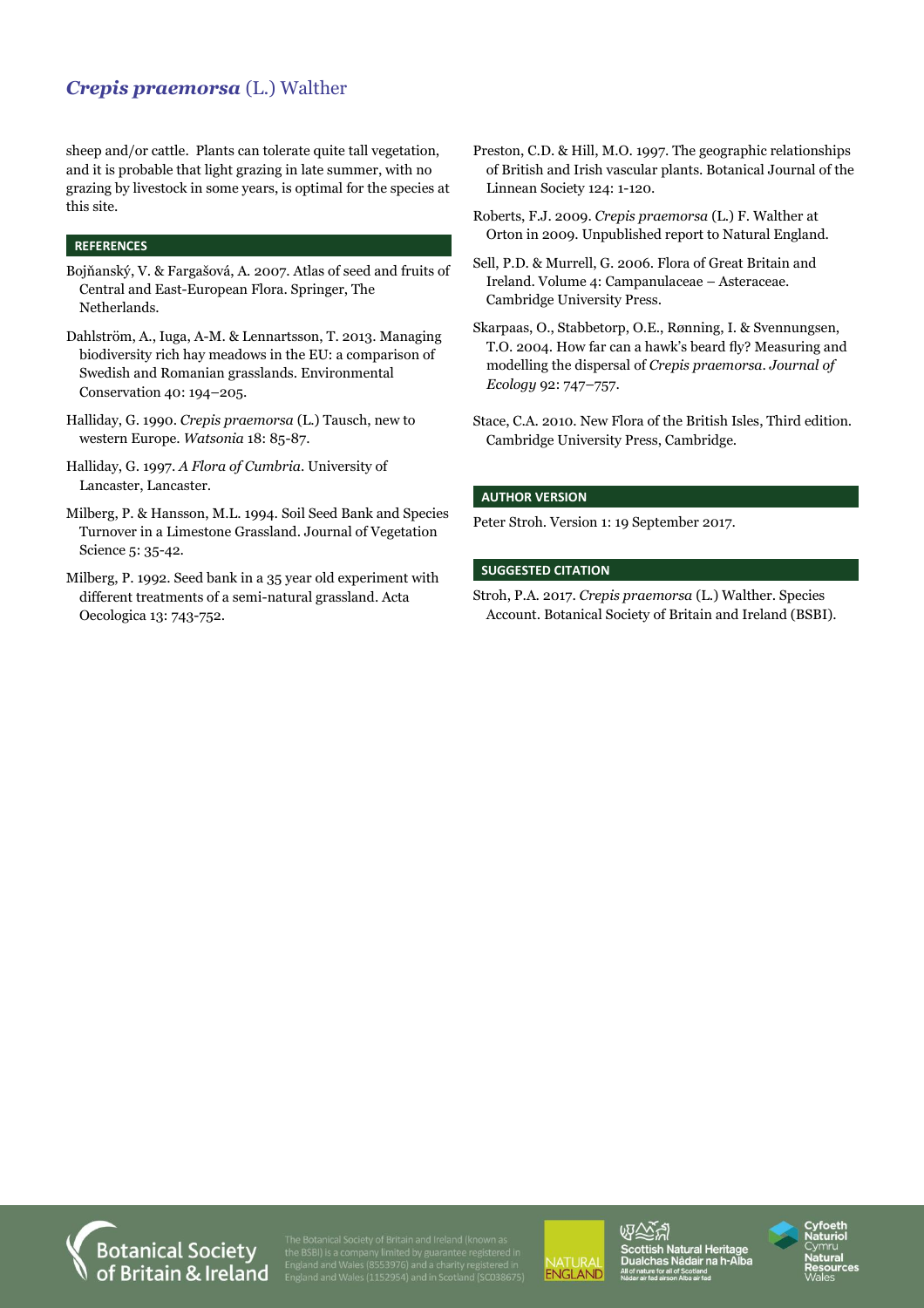sheep and/or cattle. Plants can tolerate quite tall vegetation, and it is probable that light grazing in late summer, with no grazing by livestock in some years, is optimal for the species at this site.

## REFERENCES

Bojňanský, V. & Fargašová, A. 2007. Atlas of seed and fruits of Central and East-European Flora. Springer, The Netherlands.

Dahlström, A., Iuga, A-M. & Lennartsson, T. 2013. Managing biodiversity rich hay meadows in the EU: a comparison of Swedish and Romanian grasslands. Environmental Conservation 40: 194–205.

Halliday, G. 1990. *Crepis praemorsa* (L.) Tausch, new to western Europe. *Watsonia* 18: 85-87.

Halliday, G. 1997. *A Flora of Cumbria*. University of Lancaster, Lancaster.

Milberg, P. & Hansson, M.L. 1994. Soil Seed Bank and Species Turnover in a Limestone Grassland. Journal of Vegetation Science 5: 35-42.

Milberg, P. 1992. Seed bank in a 35 year old experiment with different treatments of a semi-natural grassland. Acta Oecologica 13: 743-752.

Preston, C.D. & Hill, M.O. 1997. The geographic relationships of British and Irish vascular plants. Botanical Journal of the Linnean Society 124: 1-120.

Roberts, F.J. 2009. *Crepis praemorsa* (L.) F. Walther at Orton in 2009. Unpublished report to Natural England.

Sell, P.D. & Murrell, G. 2006. Flora of Great Britain and Ireland. Volume 4: Campanulaceae – Asteraceae. Cambridge University Press.

Skarpaas, O., Stabbetorp, O.E., Rønning, I. & Svennungsen, T.O. 2004. How far can a hawk's beard fly? Measuring and modelling the dispersal of *Crepis praemorsa*. *Journal of Ecology* 92: 747–757.

Stace, C.A. 2010. New Flora of the British Isles, Third edition. Cambridge University Press, Cambridge.

## AUTHOR VERSION

Peter Stroh. Version 1: 19 September 2017.

## SUGGESTED CITATION

Stroh, P.A. 2017. *Crepis praemorsa* (L.) Walther. Species Account. Botanical Society of Britain and Ireland (BSBI).